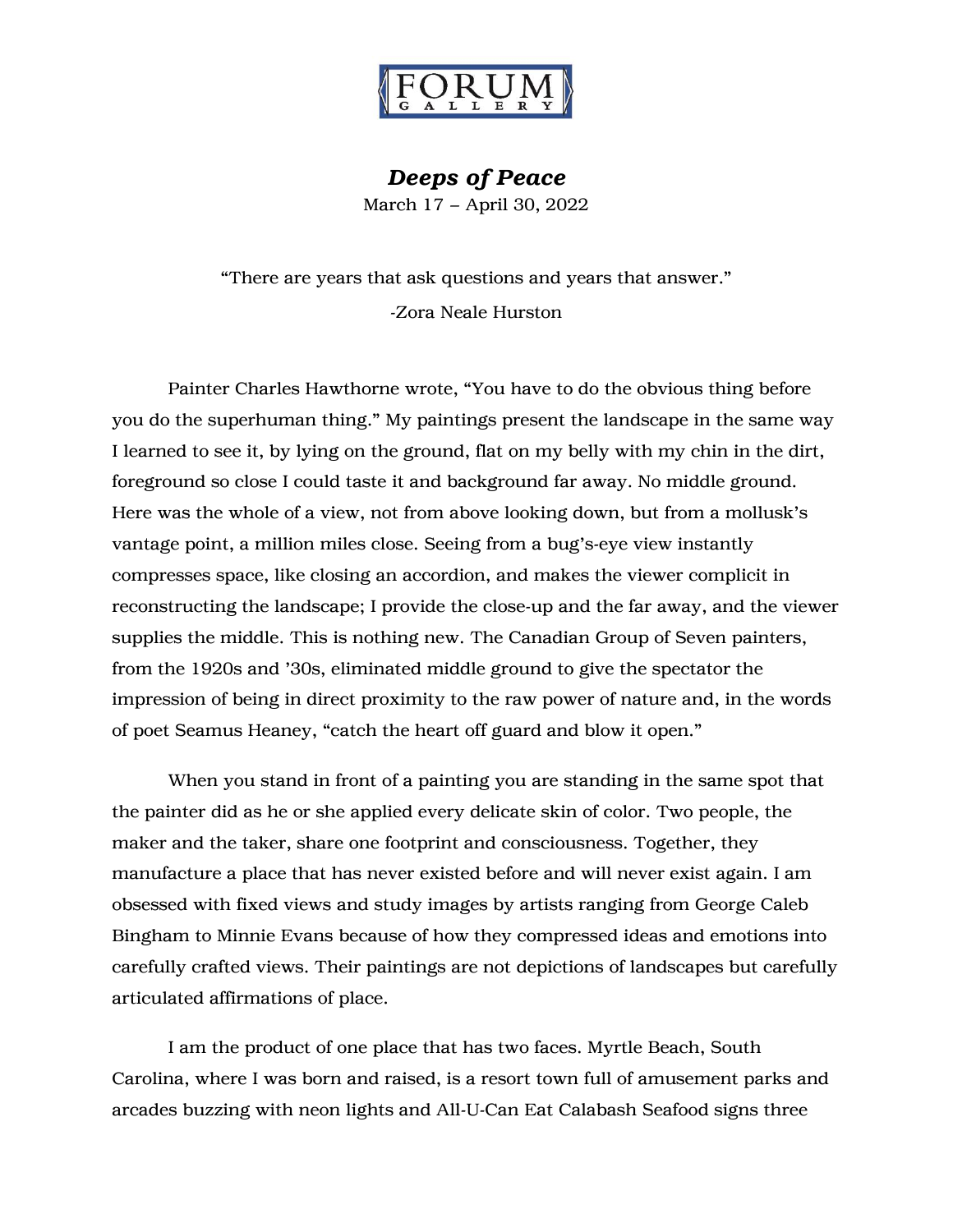FORUM GALLERY

# *Deeps of Peace*

March 17 – April 30, 2022

"There are years that ask questions and years that answer."

-Zora Neale Hurston

Painter Charles Hawthorne wrote, "You have to do the obvious thing before you do the superhuman thing." My paintings present the landscape in the same way I learned to see it, by lying on the ground, flat on my belly with my chin in the dirt, foreground so close I could taste it and background far away. No middle ground. Here was the whole of a view, not from above looking down, but from a mollusk's vantage point, a million miles close. Seeing from a bug's-eye view instantly compresses space, like closing an accordion, and makes the viewer complicit in reconstructing the landscape; I provide the close-up and the far away, and the viewer supplies the middle. This is nothing new. The Canadian Group of Seven painters, from the 1920s and '30s, eliminated middle ground to give the spectator the impression of being in direct proximity to the raw power of nature and, in the words of poet Seamus Heaney, "catch the heart off guard and blow it open."

When you stand in front of a painting you are standing in the same spot that the painter did as he or she applied every delicate skin of color. Two people, the maker and the taker, share one footprint and consciousness. Together, they manufacture a place that has never existed before and will never exist again. I am obsessed with fixed views and study images by artists ranging from George Caleb Bingham to Minnie Evans because of how they compressed ideas and emotions into carefully crafted views. Their paintings are not depictions of landscapes but carefully articulated affirmations of place.

I am the product of one place that has two faces. Myrtle Beach, South Carolina, where I was born and raised, is a resort town full of amusement parks and arcades buzzing with neon lights and All-U-Can Eat Calabash Seafood signs three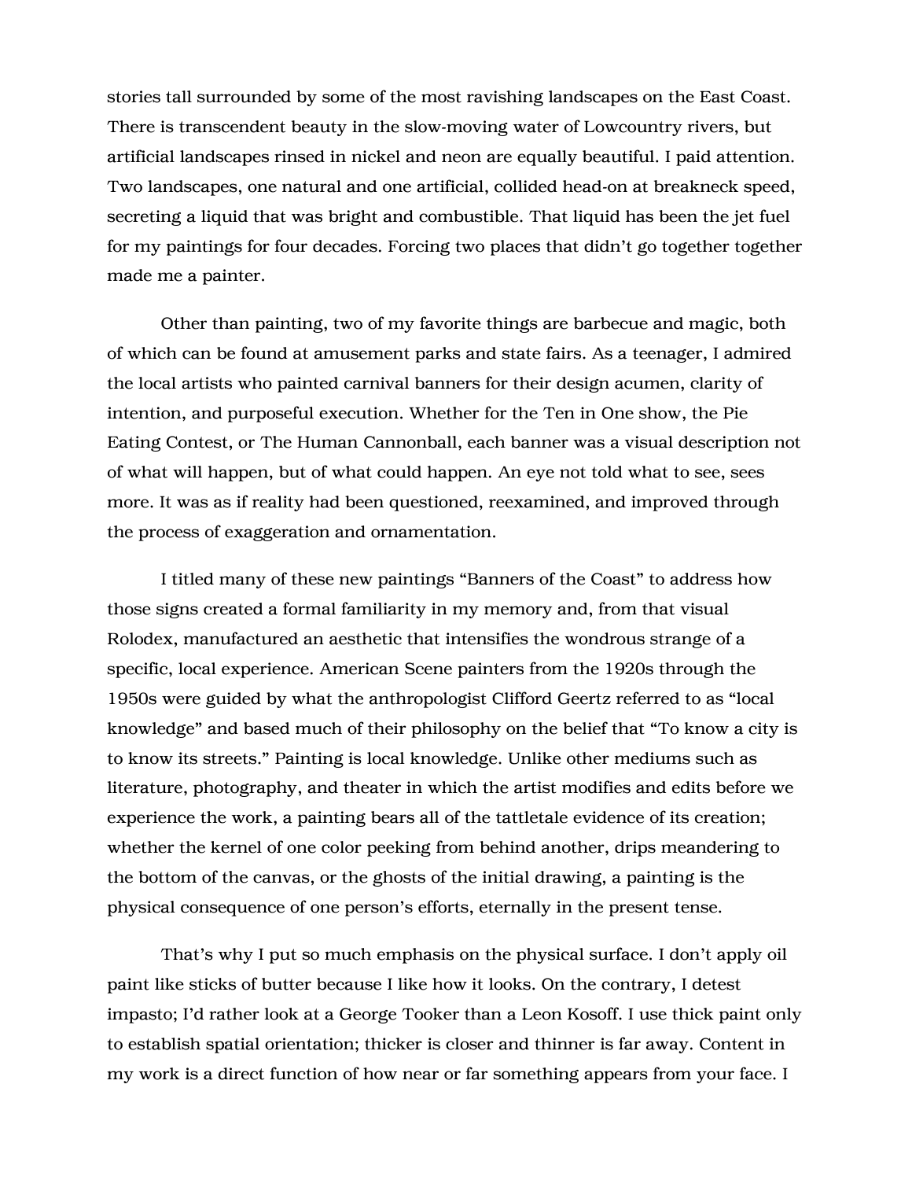stories tall surrounded by some of the most ravishing landscapes on the East Coast. There is transcendent beauty in the slow-moving water of Lowcountry rivers, but artificial landscapes rinsed in nickel and neon are equally beautiful. I paid attention. Two landscapes, one natural and one artificial, collided head-on at breakneck speed, secreting a liquid that was bright and combustible. That liquid has been the jet fuel for my paintings for four decades. Forcing two places that didn't go together together made me a painter.

Other than painting, two of my favorite things are barbecue and magic, both of which can be found at amusement parks and state fairs. As a teenager, I admired the local artists who painted carnival banners for their design acumen, clarity of intention, and purposeful execution. Whether for the Ten in One show, the Pie Eating Contest, or The Human Cannonball, each banner was a visual description not of what will happen, but of what could happen. An eye not told what to see, sees more. It was as if reality had been questioned, reexamined, and improved through the process of exaggeration and ornamentation.

I titled many of these new paintings "Banners of the Coast" to address how those signs created a formal familiarity in my memory and, from that visual Rolodex, manufactured an aesthetic that intensifies the wondrous strange of a specific, local experience. American Scene painters from the 1920s through the 1950s were guided by what the anthropologist Clifford Geertz referred to as "local knowledge" and based much of their philosophy on the belief that "To know a city is to know its streets." Painting is local knowledge. Unlike other mediums such as literature, photography, and theater in which the artist modifies and edits before we experience the work, a painting bears all of the tattletale evidence of its creation; whether the kernel of one color peeking from behind another, drips meandering to the bottom of the canvas, or the ghosts of the initial drawing, a painting is the physical consequence of one person's efforts, eternally in the present tense.

That's why I put so much emphasis on the physical surface. I don't apply oil paint like sticks of butter because I like how it looks. On the contrary, I detest impasto; I'd rather look at a George Tooker than a Leon Kosoff. I use thick paint only to establish spatial orientation; thicker is closer and thinner is far away. Content in my work is a direct function of how near or far something appears from your face. I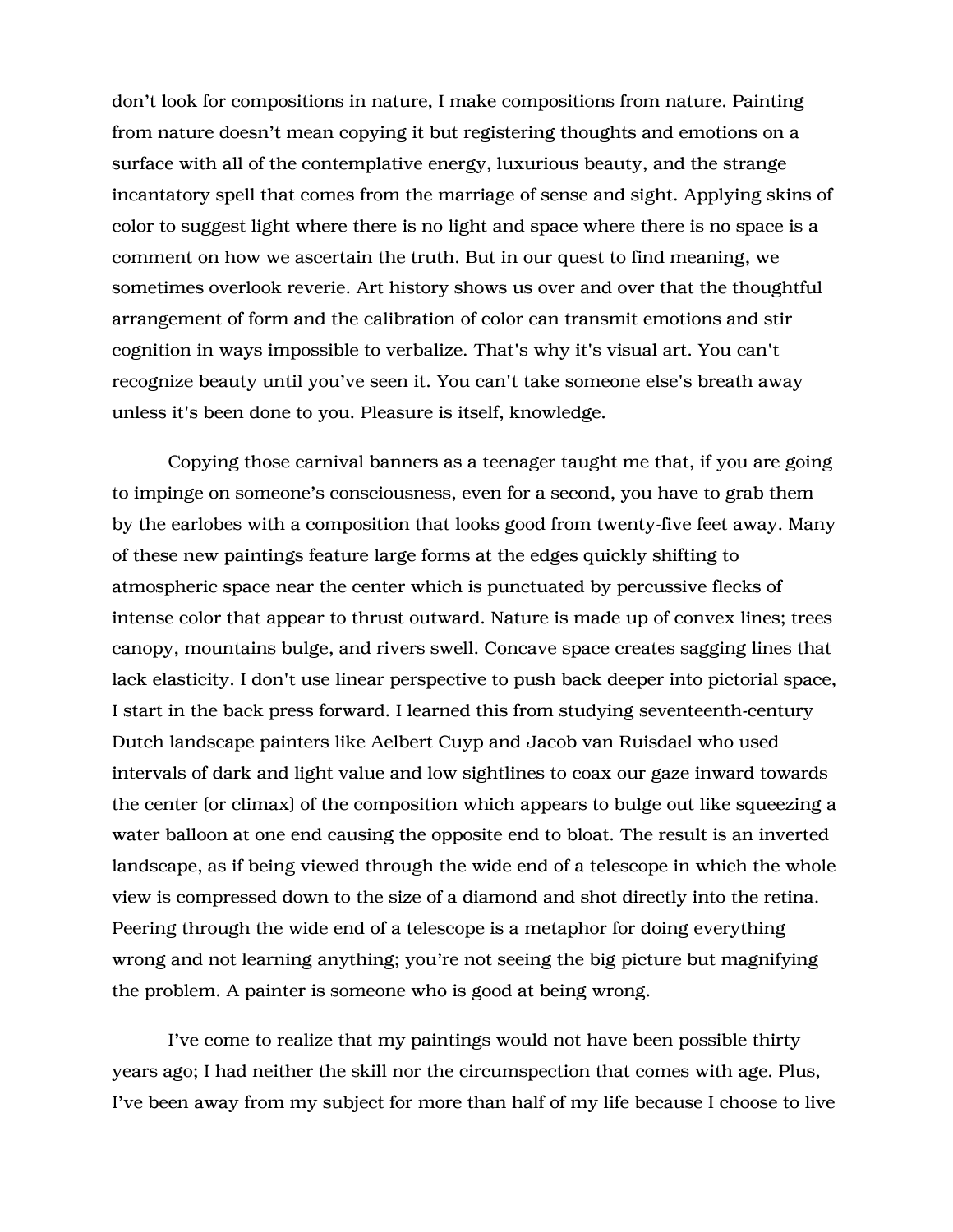don't look for compositions in nature, I make compositions from nature. Painting from nature doesn't mean copying it but registering thoughts and emotions on a surface with all of the contemplative energy, luxurious beauty, and the strange incantatory spell that comes from the marriage of sense and sight. Applying skins of color to suggest light where there is no light and space where there is no space is a comment on how we ascertain the truth. But in our quest to find meaning, we sometimes overlook reverie. Art history shows us over and over that the thoughtful arrangement of form and the calibration of color can transmit emotions and stir cognition in ways impossible to verbalize. That's why it's visual art. You can't recognize beauty until you've seen it. You can't take someone else's breath away unless it's been done to you. Pleasure is itself, knowledge.

Copying those carnival banners as a teenager taught me that, if you are going to impinge on someone's consciousness, even for a second, you have to grab them by the earlobes with a composition that looks good from twenty-five feet away. Many of these new paintings feature large forms at the edges quickly shifting to atmospheric space near the center which is punctuated by percussive flecks of intense color that appear to thrust outward. Nature is made up of convex lines; trees canopy, mountains bulge, and rivers swell. Concave space creates sagging lines that lack elasticity. I don't use linear perspective to push back deeper into pictorial space, I start in the back press forward. I learned this from studying seventeenth-century Dutch landscape painters like Aelbert Cuyp and Jacob van Ruisdael who used intervals of dark and light value and low sightlines to coax our gaze inward towards the center (or climax) of the composition which appears to bulge out like squeezing a water balloon at one end causing the opposite end to bloat. The result is an inverted landscape, as if being viewed through the wide end of a telescope in which the whole view is compressed down to the size of a diamond and shot directly into the retina. Peering through the wide end of a telescope is a metaphor for doing everything wrong and not learning anything; you're not seeing the big picture but magnifying the problem. A painter is someone who is good at being wrong.

I've come to realize that my paintings would not have been possible thirty years ago; I had neither the skill nor the circumspection that comes with age. Plus, I've been away from my subject for more than half of my life because I choose to live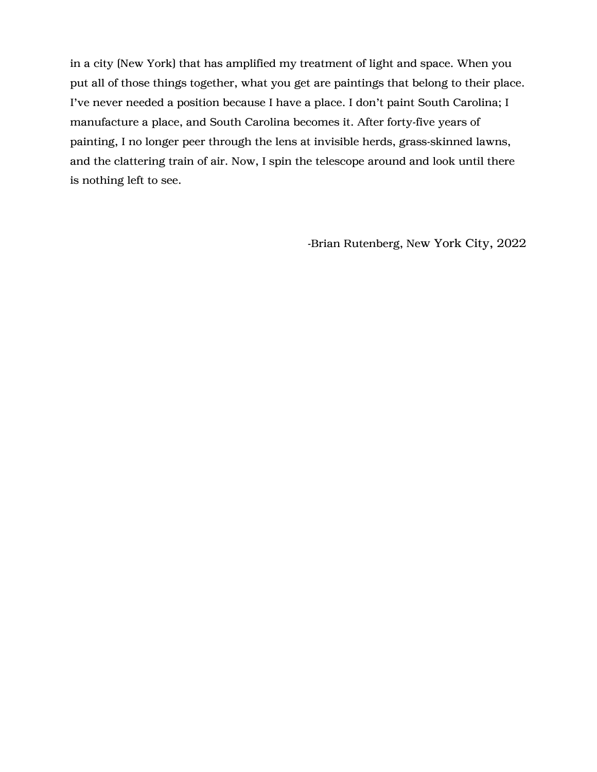in a city (New York) that has amplified my treatment of light and space. When you put all of those things together, what you get are paintings that belong to their place. I've never needed a position because I have a place. I don't paint South Carolina; I manufacture a place, and South Carolina becomes it. After forty-five years of painting, I no longer peer through the lens at invisible herds, grass-skinned lawns, and the clattering train of air. Now, I spin the telescope around and look until there is nothing left to see.

-Brian Rutenberg, New York City, 2022